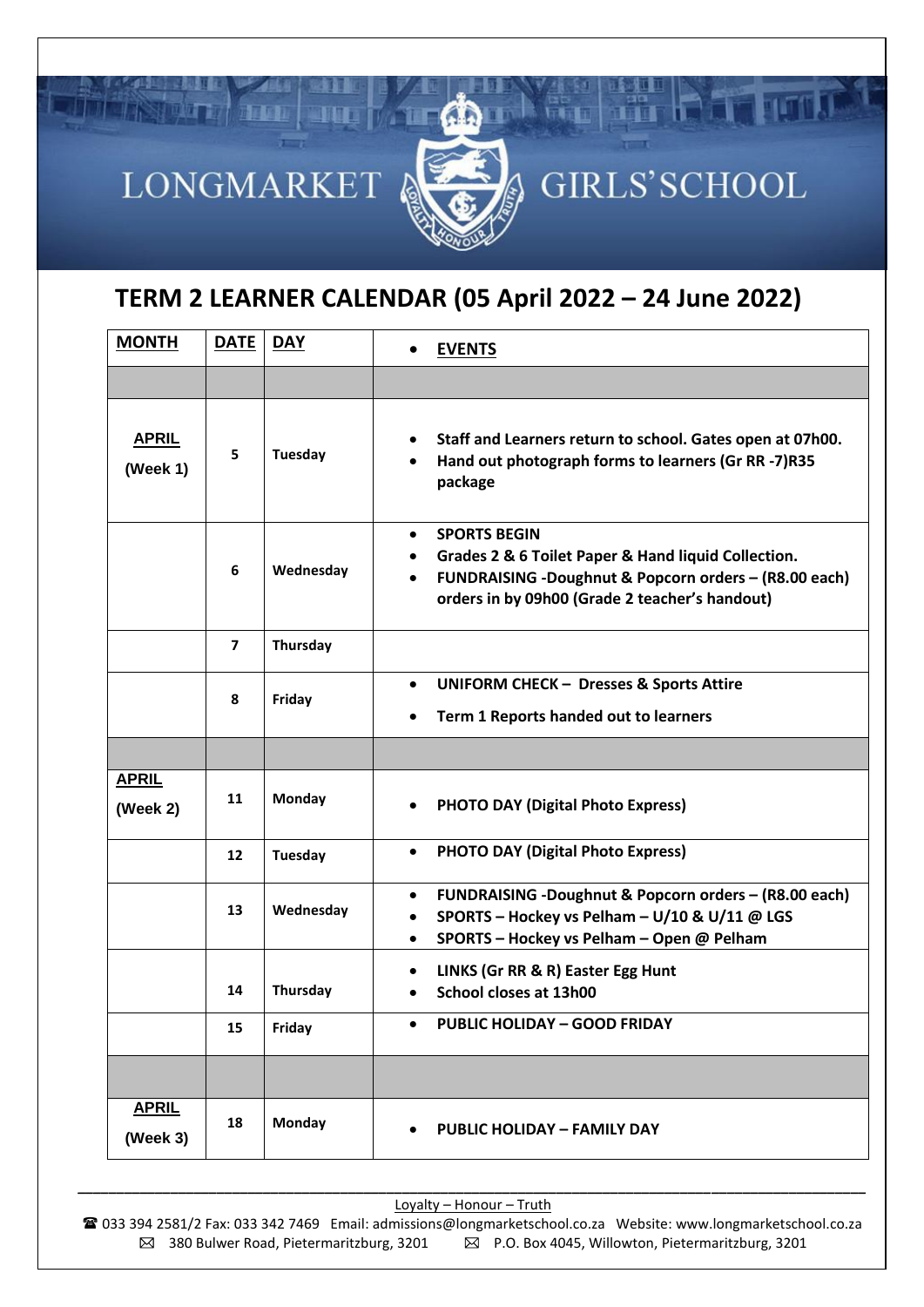# LONGMARKET GIRLS' SCHOOL

## TERM 2 LEARNER CALENDAR (05 April 2022 – 24 June 2022)

| MONTH | DATE | DAY | EVENTS |
|---|---|---|---|
| | | | |
| APRIL (Week 1) | 5 | Tuesday | • Staff and Learners return to school. Gates open at 07h00.<br>• Hand out photograph forms to learners (Gr RR -7)R35 package |
| | 6 | Wednesday | • SPORTS BEGIN<br>• Grades 2 & 6 Toilet Paper & Hand liquid Collection.<br>• FUNDRAISING -Doughnut & Popcorn orders – (R8.00 each) orders in by 09h00 (Grade 2 teacher's handout) |
| | 7 | Thursday | |
| | 8 | Friday | • UNIFORM CHECK – Dresses & Sports Attire<br>• Term 1 Reports handed out to learners |
| | | | |
| APRIL (Week 2) | 11 | Monday | • PHOTO DAY (Digital Photo Express) |
| | 12 | Tuesday | • PHOTO DAY (Digital Photo Express) |
| | 13 | Wednesday | • FUNDRAISING -Doughnut & Popcorn orders – (R8.00 each)<br>• SPORTS – Hockey vs Pelham – U/10 & U/11 @ LGS<br>• SPORTS – Hockey vs Pelham – Open @ Pelham |
| | 14 | Thursday | • LINKS (Gr RR & R) Easter Egg Hunt<br>• School closes at 13h00 |
| | 15 | Friday | • PUBLIC HOLIDAY – GOOD FRIDAY |
| | | | |
| APRIL (Week 3) | 18 | Monday | • PUBLIC HOLIDAY – FAMILY DAY |

Loyalty – Honour – Truth

☎ 033 394 2581/2 Fax: 033 342 7469 Email: admissions@longmarketschool.co.za Website: www.longmarketschool.co.za
380 Bulwer Road, Pietermaritzburg, 3201 P.O. Box 4045, Willowton, Pietermaritzburg, 3201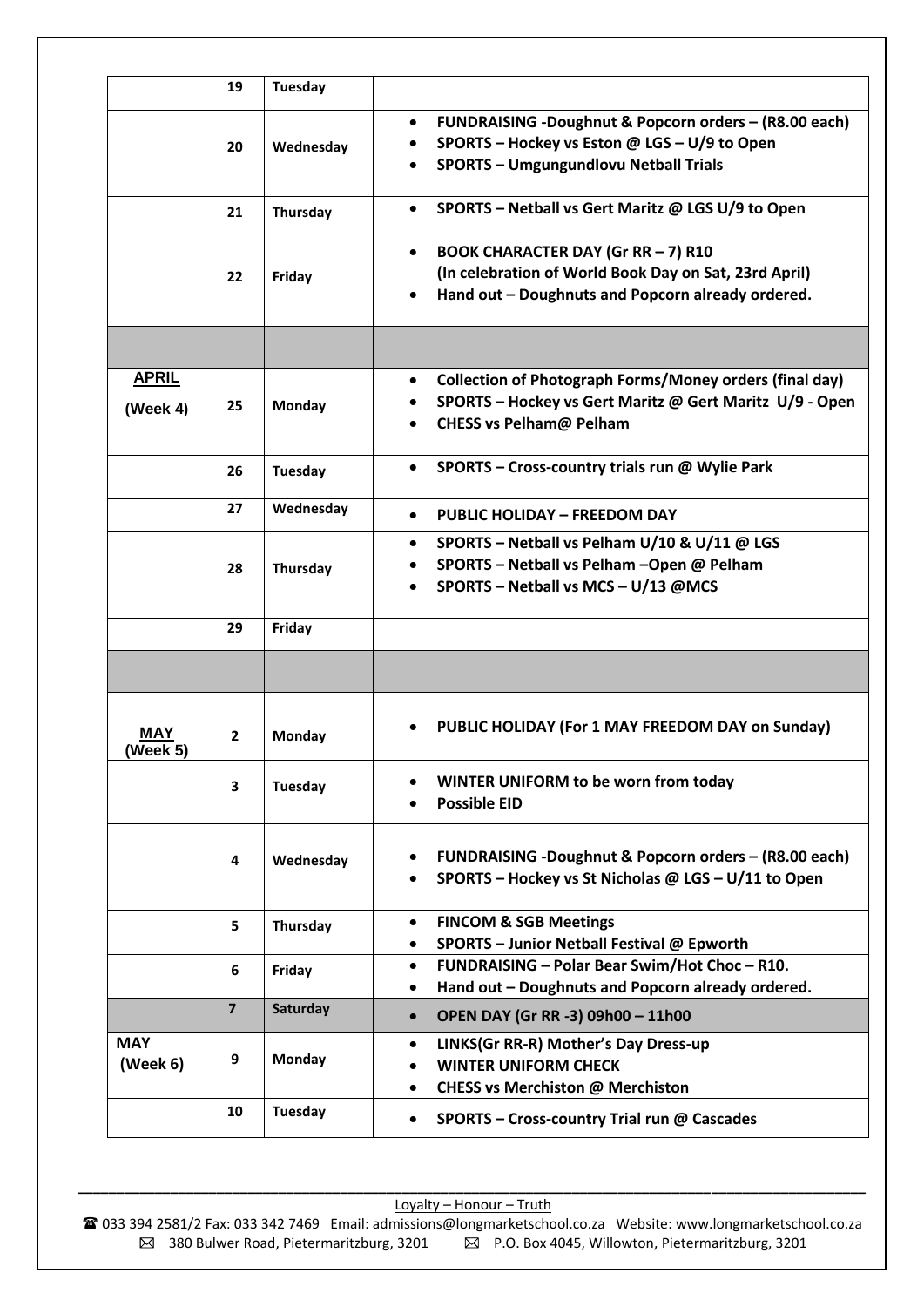|  | 19 | Tuesday |  |
|---|---|---|---|
|  | 20 | Wednesday | • **FUNDRAISING -Doughnut & Popcorn orders – (R8.00 each)**<br>• **SPORTS – Hockey vs Eston @ LGS – U/9 to Open**<br>• **SPORTS – Umgungundlovu Netball Trials** |
|  | 21 | Thursday | • **SPORTS – Netball vs Gert Maritz @ LGS U/9 to Open** |
|  | 22 | Friday | • **BOOK CHARACTER DAY (Gr RR – 7) R10 (In celebration of World Book Day on Sat, 23rd April)**<br>• **Hand out – Doughnuts and Popcorn already ordered.** |
|  |  |  |  |
| **APRIL (Week 4)** | 25 | Monday | • **Collection of Photograph Forms/Money orders (final day)**<br>• **SPORTS – Hockey vs Gert Maritz @ Gert Maritz U/9 - Open**<br>• **CHESS vs Pelham@ Pelham** |
|  | 26 | Tuesday | • **SPORTS – Cross-country trials run @ Wylie Park** |
|  | 27 | Wednesday | • **PUBLIC HOLIDAY – FREEDOM DAY** |
|  | 28 | Thursday | • **SPORTS – Netball vs Pelham U/10 & U/11 @ LGS**<br>• **SPORTS – Netball vs Pelham –Open @ Pelham**<br>• **SPORTS – Netball vs MCS – U/13 @MCS** |
|  | 29 | Friday |  |
|  |  |  |  |
| **MAY (Week 5)** | 2 | Monday | • **PUBLIC HOLIDAY (For 1 MAY FREEDOM DAY on Sunday)** |
|  | 3 | Tuesday | • **WINTER UNIFORM to be worn from today**<br>• **Possible EID** |
|  | 4 | Wednesday | • **FUNDRAISING -Doughnut & Popcorn orders – (R8.00 each)**<br>• **SPORTS – Hockey vs St Nicholas @ LGS – U/11 to Open** |
|  | 5 | Thursday | • **FINCOM & SGB Meetings**<br>• **SPORTS – Junior Netball Festival @ Epworth** |
|  | 6 | Friday | • **FUNDRAISING – Polar Bear Swim/Hot Choc – R10.**<br>• **Hand out – Doughnuts and Popcorn already ordered.** |
|  | 7 | Saturday | • **OPEN DAY (Gr RR -3) 09h00 – 11h00** |
| **MAY (Week 6)** | 9 | Monday | • **LINKS(Gr RR-R) Mother's Day Dress-up**<br>• **WINTER UNIFORM CHECK**<br>• **CHESS vs Merchiston @ Merchiston** |
|  | 10 | Tuesday | • **SPORTS – Cross-country Trial run @ Cascades** |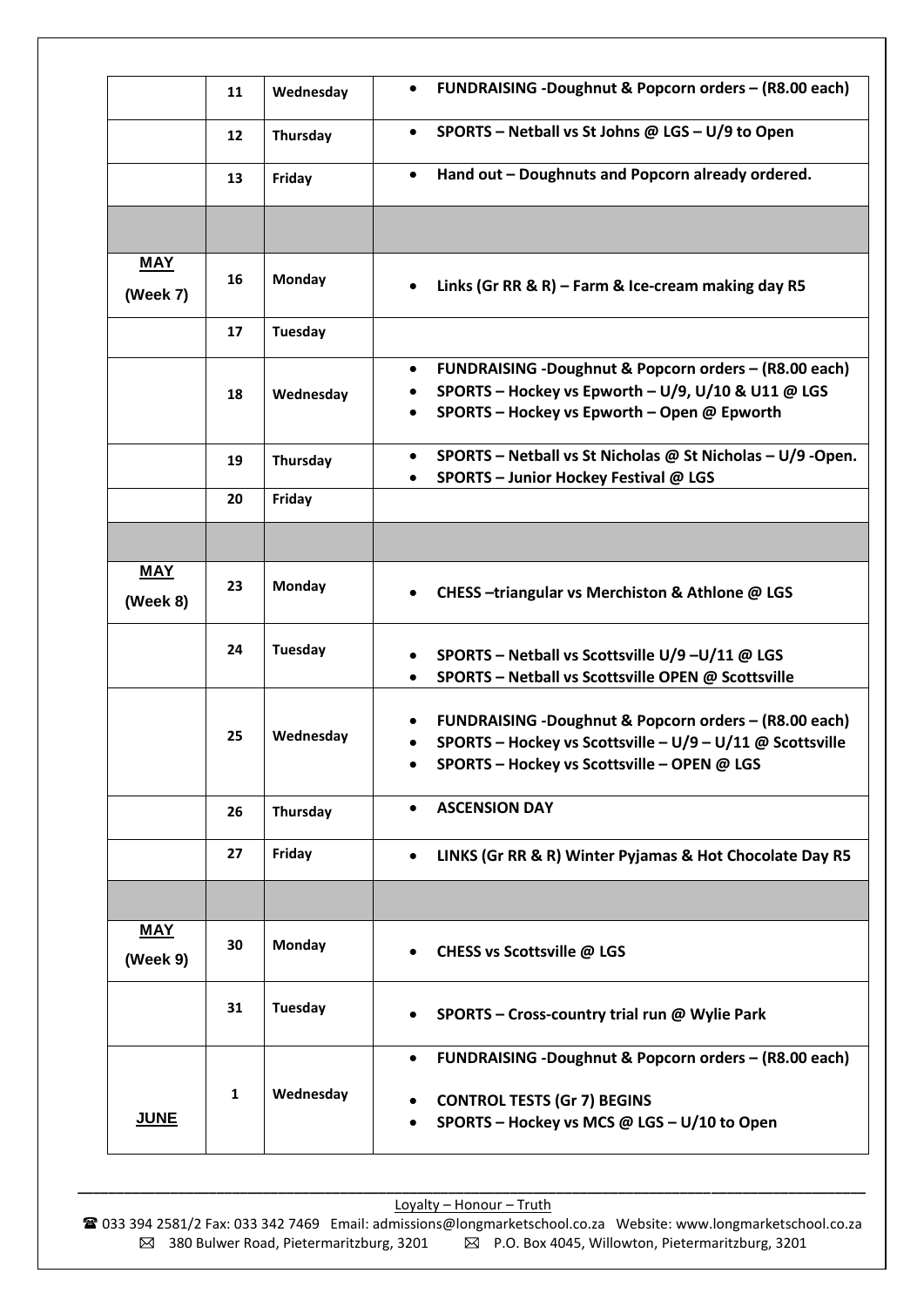| | | | |
|---|---|---|---|
| | 11 | Wednesday | • **FUNDRAISING -Doughnut & Popcorn orders – (R8.00 each)** |
| | 12 | Thursday | • **SPORTS – Netball vs St Johns @ LGS – U/9 to Open** |
| | 13 | Friday | • **Hand out – Doughnuts and Popcorn already ordered.** |
| | | | |
| **MAY (Week 7)** | 16 | Monday | • **Links (Gr RR & R) – Farm & Ice-cream making day R5** |
| | 17 | Tuesday | |
| | 18 | Wednesday | • **FUNDRAISING -Doughnut & Popcorn orders – (R8.00 each)**<br>• **SPORTS – Hockey vs Epworth – U/9, U/10 & U11 @ LGS**<br>• **SPORTS – Hockey vs Epworth – Open @ Epworth** |
| | 19 | Thursday | • **SPORTS – Netball vs St Nicholas @ St Nicholas – U/9 -Open.**<br>• **SPORTS – Junior Hockey Festival @ LGS** |
| | 20 | Friday | |
| | | | |
| **MAY (Week 8)** | 23 | Monday | • **CHESS –triangular vs Merchiston & Athlone @ LGS** |
| | 24 | Tuesday | • **SPORTS – Netball vs Scottsville U/9 –U/11 @ LGS**<br>• **SPORTS – Netball vs Scottsville OPEN @ Scottsville** |
| | 25 | Wednesday | • **FUNDRAISING -Doughnut & Popcorn orders – (R8.00 each)**<br>• **SPORTS – Hockey vs Scottsville – U/9 – U/11 @ Scottsville**<br>• **SPORTS – Hockey vs Scottsville – OPEN @ LGS** |
| | 26 | Thursday | • **ASCENSION DAY** |
| | 27 | Friday | • **LINKS (Gr RR & R) Winter Pyjamas & Hot Chocolate Day R5** |
| | | | |
| **MAY (Week 9)** | 30 | Monday | • **CHESS vs Scottsville @ LGS** |
| | 31 | Tuesday | • **SPORTS – Cross-country trial run @ Wylie Park** |
| **JUNE** | 1 | Wednesday | • **FUNDRAISING -Doughnut & Popcorn orders – (R8.00 each)**<br>• **CONTROL TESTS (Gr 7) BEGINS**<br>• **SPORTS – Hockey vs MCS @ LGS – U/10 to Open** |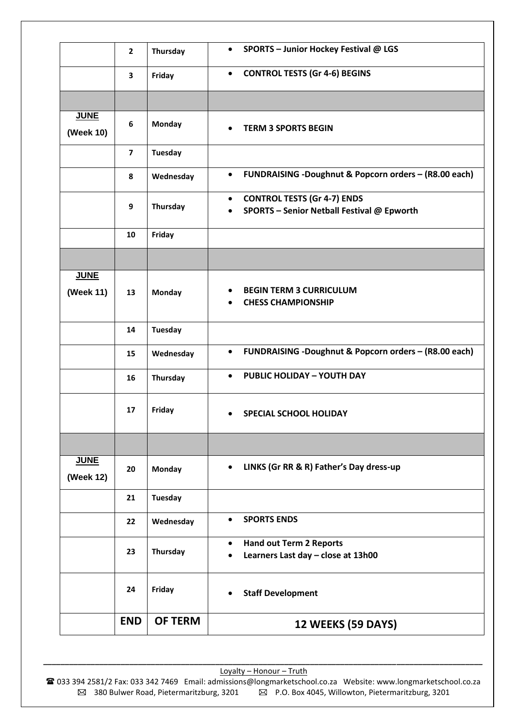| | | | |
|---|---|---|---|
| | 2 | Thursday | • SPORTS – Junior Hockey Festival @ LGS |
| | 3 | Friday | • CONTROL TESTS (Gr 4-6) BEGINS |
| | | | |
| **JUNE** (Week 10) | 6 | Monday | • TERM 3 SPORTS BEGIN |
| | 7 | Tuesday | |
| | 8 | Wednesday | • FUNDRAISING -Doughnut & Popcorn orders – (R8.00 each) |
| | 9 | Thursday | • CONTROL TESTS (Gr 4-7) ENDS<br>• SPORTS – Senior Netball Festival @ Epworth |
| | 10 | Friday | |
| | | | |
| **JUNE** (Week 11) | 13 | Monday | • BEGIN TERM 3 CURRICULUM<br>• CHESS CHAMPIONSHIP |
| | 14 | Tuesday | |
| | 15 | Wednesday | • FUNDRAISING -Doughnut & Popcorn orders – (R8.00 each) |
| | 16 | Thursday | • PUBLIC HOLIDAY – YOUTH DAY |
| | 17 | Friday | • SPECIAL SCHOOL HOLIDAY |
| | | | |
| **JUNE** (Week 12) | 20 | Monday | • LINKS (Gr RR & R) Father's Day dress-up |
| | 21 | Tuesday | |
| | 22 | Wednesday | • SPORTS ENDS |
| | 23 | Thursday | • Hand out Term 2 Reports<br>• Learners Last day – close at 13h00 |
| | 24 | Friday | • Staff Development |
| | **END** | **OF TERM** | **12 WEEKS (59 DAYS)** |

Loyalty – Honour – Truth

☎ 033 394 2581/2 Fax: 033 342 7469 Email: admissions@longmarketschool.co.za Website: www.longmarketschool.co.za
✉ 380 Bulwer Road, Pietermaritzburg, 3201 ✉ P.O. Box 4045, Willowton, Pietermaritzburg, 3201